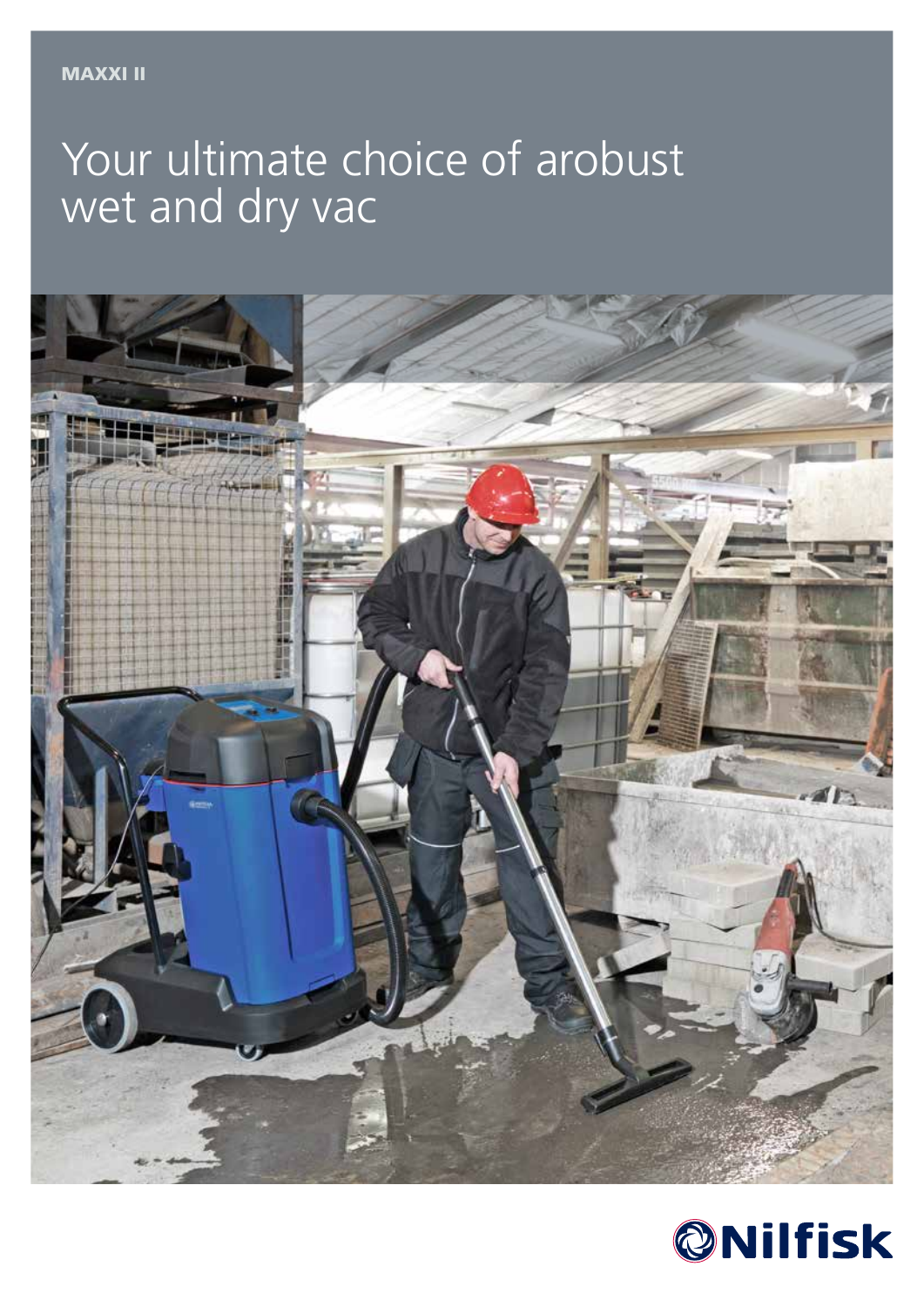MAXXI II

# Your ultimate choice of arobust wet and dry vac

Nilfisk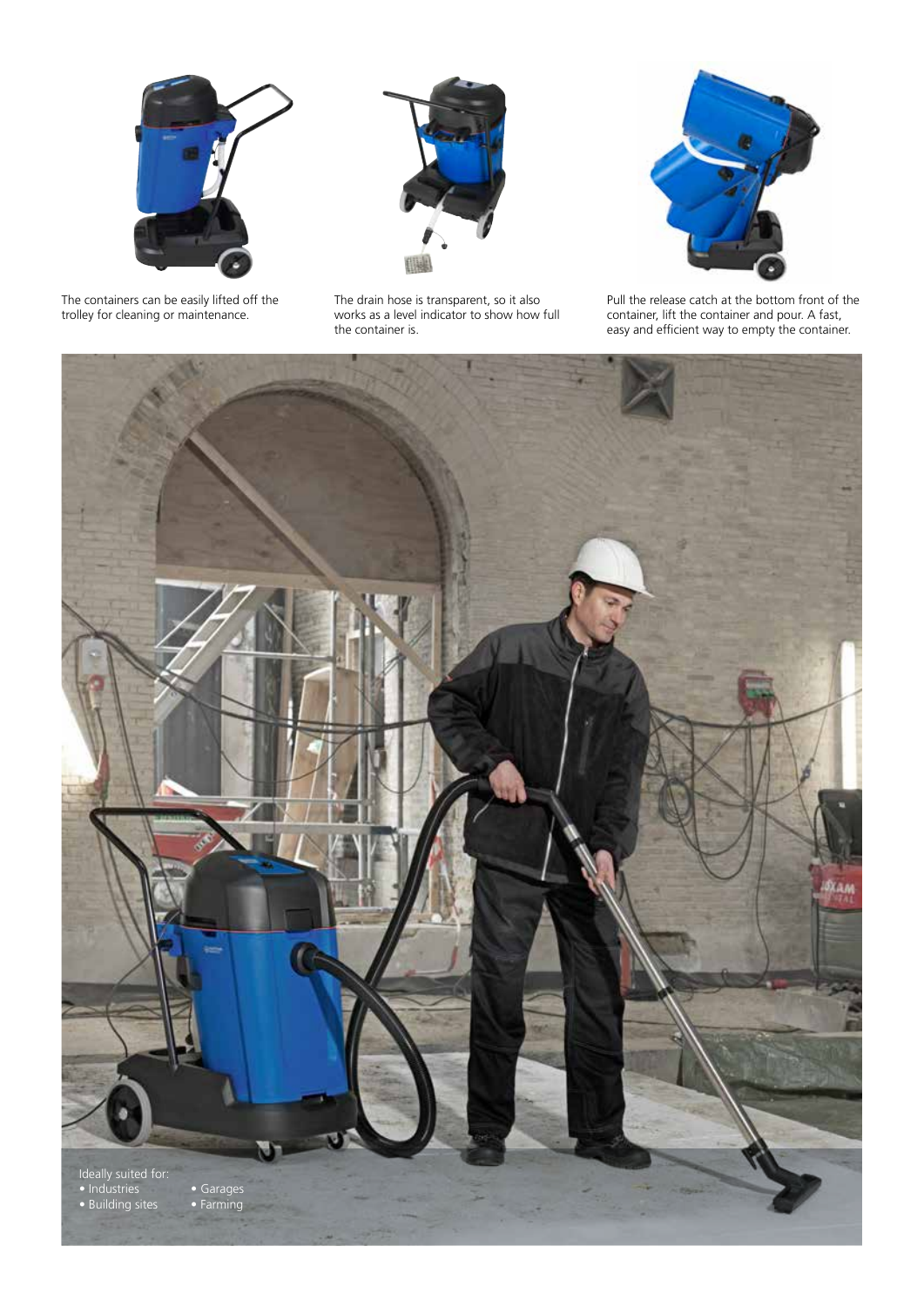The containers can be easily lifted off the trolley for cleaning or maintenance.

The drain hose is transparent, so it also works as a level indicator to show how full the container is.

Pull the release catch at the bottom front of the container, lift the container and pour. A fast, easy and efficient way to empty the container.

Ideally suited for:

- Industries
- Building sites
- Garages
- Farming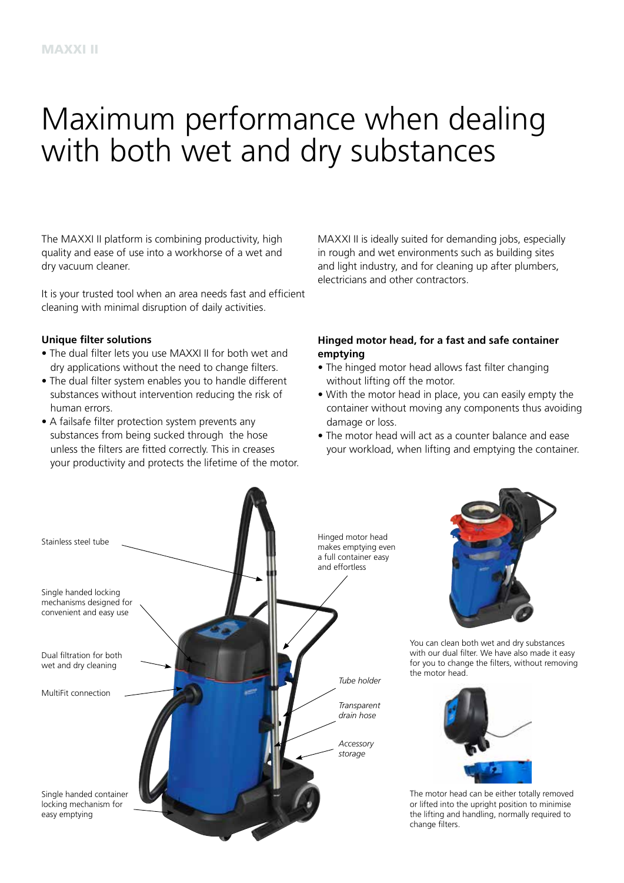# Maximum performance when dealing with both wet and dry substances

The MAXXI II platform is combining productivity, high quality and ease of use into a workhorse of a wet and dry vacuum cleaner.

It is your trusted tool when an area needs fast and efficient cleaning with minimal disruption of daily activities.

MAXXI II is ideally suited for demanding jobs, especially in rough and wet environments such as building sites and light industry, and for cleaning up after plumbers, electricians and other contractors.

**Unique filter solutions**

- The dual filter lets you use MAXXI II for both wet and dry applications without the need to change filters.
- The dual filter system enables you to handle different substances without intervention reducing the risk of human errors.
- A failsafe filter protection system prevents any substances from being sucked through the hose unless the filters are fitted correctly. This in creases your productivity and protects the lifetime of the motor.

**Hinged motor head, for a fast and safe container emptying**

- The hinged motor head allows fast filter changing without lifting off the motor.
- With the motor head in place, you can easily empty the container without moving any components thus avoiding damage or loss.
- The motor head will act as a counter balance and ease your workload, when lifting and emptying the container.

Stainless steel tube

Single handed locking mechanisms designed for convenient and easy use

Dual filtration for both wet and dry cleaning

MultiFit connection

Single handed container locking mechanism for easy emptying

Hinged motor head makes emptying even a full container easy and effortless

*Tube holder*

*Transparent drain hose*

*Accessory storage*

You can clean both wet and dry substances with our dual filter. We have also made it easy for you to change the filters, without removing the motor head.

The motor head can be either totally removed or lifted into the upright position to minimise the lifting and handling, normally required to change filters.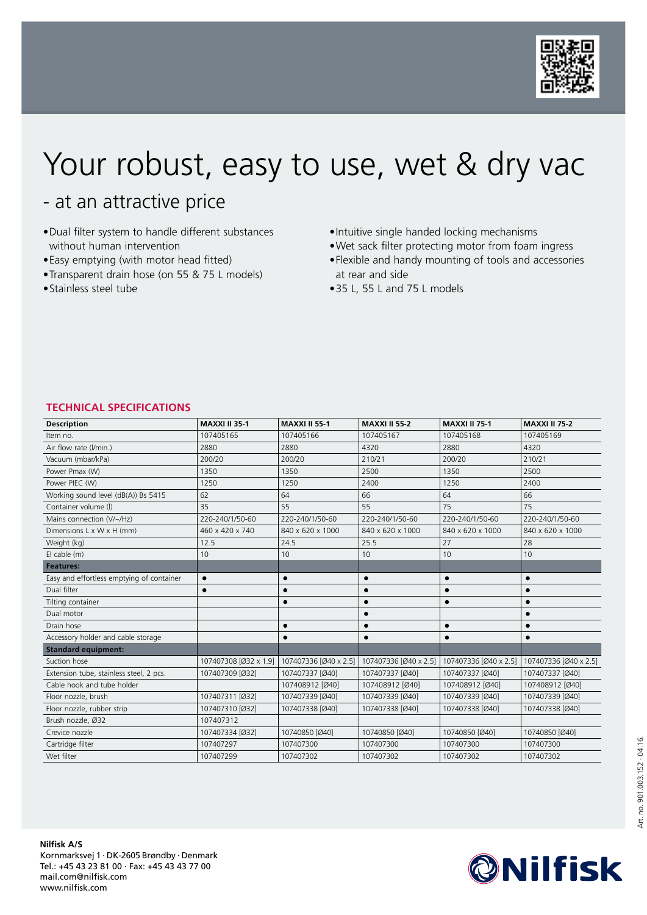# Your robust, easy to use, wet & dry vac

## - at an attractive price

- Dual filter system to handle different substances without human intervention
- Easy emptying (with motor head fitted)
- Transparent drain hose (on 55 & 75 L models)
- Stainless steel tube
- Intuitive single handed locking mechanisms
- Wet sack filter protecting motor from foam ingress
- Flexible and handy mounting of tools and accessories at rear and side
- 35 L, 55 L and 75 L models

### TECHNICAL SPECIFICATIONS

| Description | MAXXI II 35-1 | MAXXI II 55-1 | MAXXI II 55-2 | MAXXI II 75-1 | MAXXI II 75-2 |
|---|---|---|---|---|---|
| Item no. | 107405165 | 107405166 | 107405167 | 107405168 | 107405169 |
| Air flow rate (l/min.) | 2880 | 2880 | 4320 | 2880 | 4320 |
| Vacuum (mbar/kPa) | 200/20 | 200/20 | 210/21 | 200/20 | 210/21 |
| Power Pmax (W) | 1350 | 1350 | 2500 | 1350 | 2500 |
| Power PIEC (W) | 1250 | 1250 | 2400 | 1250 | 2400 |
| Working sound level (dB(A)) Bs 5415 | 62 | 64 | 66 | 64 | 66 |
| Container volume (l) | 35 | 55 | 55 | 75 | 75 |
| Mains connection (V/~/Hz) | 220-240/1/50-60 | 220-240/1/50-60 | 220-240/1/50-60 | 220-240/1/50-60 | 220-240/1/50-60 |
| Dimensions L x W x H (mm) | 460 x 420 x 740 | 840 x 620 x 1000 | 840 x 620 x 1000 | 840 x 620 x 1000 | 840 x 620 x 1000 |
| Weight (kg) | 12.5 | 24.5 | 25.5 | 27 | 28 |
| El cable (m) | 10 | 10 | 10 | 10 | 10 |
| **Features:** | | | | | |
| Easy and effortless emptying of container | ● | ● | ● | ● | ● |
| Dual filter | ● | ● | ● | ● | ● |
| Tilting container | | ● | ● | ● | ● |
| Dual motor | | | ● | | ● |
| Drain hose | | ● | ● | ● | ● |
| Accessory holder and cable storage | | ● | ● | ● | ● |
| **Standard equipment:** | | | | | |
| Suction hose | 107407308 [Ø32 x 1.9] | 107407336 [Ø40 x 2.5] | 107407336 [Ø40 x 2.5] | 107407336 [Ø40 x 2.5] | 107407336 [Ø40 x 2.5] |
| Extension tube, stainless steel, 2 pcs. | 107407309 [Ø32] | 107407337 [Ø40] | 107407337 [Ø40] | 107407337 [Ø40] | 107407337 [Ø40] |
| Cable hook and tube holder | | 107408912 [Ø40] | 107408912 [Ø40] | 107408912 [Ø40] | 107408912 [Ø40] |
| Floor nozzle, brush | 107407311 [Ø32] | 107407339 [Ø40] | 107407339 [Ø40] | 107407339 [Ø40] | 107407339 [Ø40] |
| Floor nozzle, rubber strip | 107407310 [Ø32] | 107407338 [Ø40] | 107407338 [Ø40] | 107407338 [Ø40] | 107407338 [Ø40] |
| Brush nozzle, Ø32 | 107407312 | | | | |
| Crevice nozzle | 107407334 [Ø32] | 10740850 [Ø40] | 10740850 [Ø40] | 10740850 [Ø40] | 10740850 [Ø40] |
| Cartridge filter | 107407297 | 107407300 | 107407300 | 107407300 | 107407300 |
| Wet filter | 107407299 | 107407302 | 107407302 | 107407302 | 107407302 |

**Nilfisk A/S**
Kornmarksvej 1 · DK-2605 Brøndby · Denmark
Tel.: +45 43 23 81 00 · Fax: +45 43 43 77 00
mail.com@nilfisk.com
www.nilfisk.com

Art. no. 901.003.152 · 04.16.